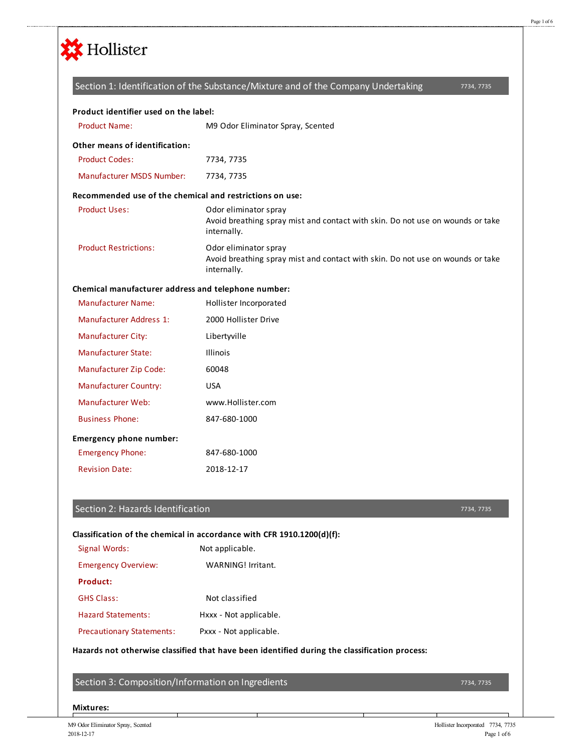Hollister

## Section 1: Identification of the Substance/Mixture and of the Company Undertaking

7734, 7735

**Product identifier used on the label:**

| | |
|---|---|
| Product Name: | M9 Odor Eliminator Spray, Scented |

**Other means of identification:**

| | |
|---|---|
| Product Codes: | 7734, 7735 |
| Manufacturer MSDS Number: | 7734, 7735 |

**Recommended use of the chemical and restrictions on use:**

| | |
|---|---|
| Product Uses: | Odor eliminator spray<br>Avoid breathing spray mist and contact with skin. Do not use on wounds or take internally. |
| Product Restrictions: | Odor eliminator spray<br>Avoid breathing spray mist and contact with skin. Do not use on wounds or take internally. |

**Chemical manufacturer address and telephone number:**

| | |
|---|---|
| Manufacturer Name: | Hollister Incorporated |
| Manufacturer Address 1: | 2000 Hollister Drive |
| Manufacturer City: | Libertyville |
| Manufacturer State: | Illinois |
| Manufacturer Zip Code: | 60048 |
| Manufacturer Country: | USA |
| Manufacturer Web: | www.Hollister.com |
| Business Phone: | 847-680-1000 |

**Emergency phone number:**

| | |
|---|---|
| Emergency Phone: | 847-680-1000 |
| Revision Date: | 2018-12-17 |

## Section 2: Hazards Identification

7734, 7735

**Classification of the chemical in accordance with CFR 1910.1200(d)(f):**

| | |
|---|---|
| Signal Words: | Not applicable. |
| Emergency Overview: | WARNING! Irritant. |
| **Product:** | |
| GHS Class: | Not classified |
| Hazard Statements: | Hxxx - Not applicable. |
| Precautionary Statements: | Pxxx - Not applicable. |

**Hazards not otherwise classified that have been identified during the classification process:**

## Section 3: Composition/Information on Ingredients

7734, 7735

**Mixtures:**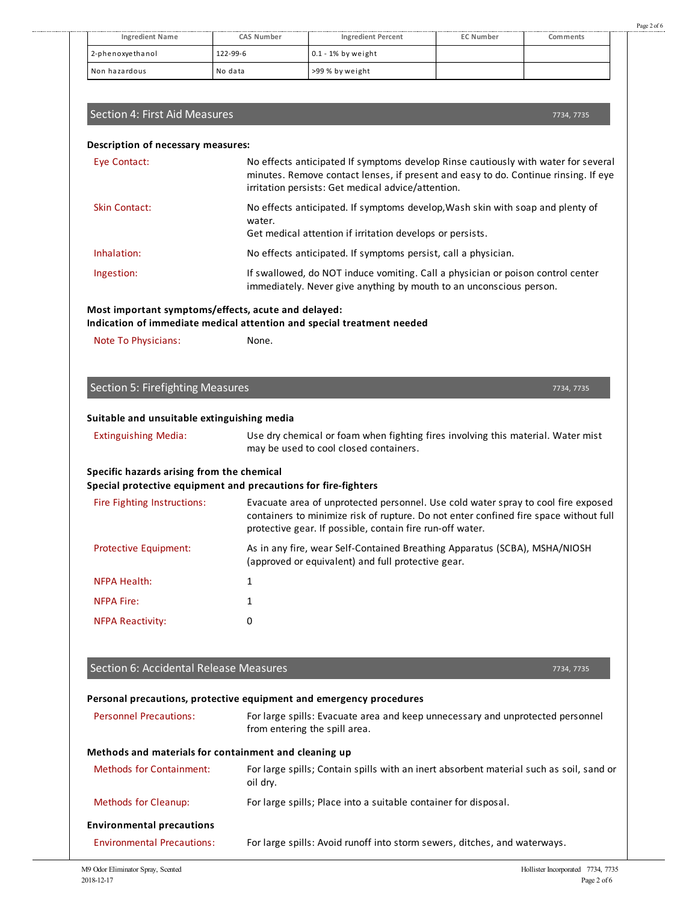| Ingredient Name | CAS Number | Ingredient Percent | EC Number | Comments |
|---|---|---|---|---|
| 2-phenoxyethanol | 122-99-6 | 0.1 - 1% by weight | | |
| Non hazardous | No data | >99 % by weight | | |

## Section 4: First Aid Measures

7734, 7735

**Description of necessary measures:**

Eye Contact: No effects anticipated If symptoms develop Rinse cautiously with water for several minutes. Remove contact lenses, if present and easy to do. Continue rinsing. If eye irritation persists: Get medical advice/attention.

Skin Contact: No effects anticipated. If symptoms develop,Wash skin with soap and plenty of water.
Get medical attention if irritation develops or persists.

Inhalation: No effects anticipated. If symptoms persist, call a physician.

Ingestion: If swallowed, do NOT induce vomiting. Call a physician or poison control center immediately. Never give anything by mouth to an unconscious person.

**Most important symptoms/effects, acute and delayed:**
**Indication of immediate medical attention and special treatment needed**

Note To Physicians: None.

## Section 5: Firefighting Measures

7734, 7735

**Suitable and unsuitable extinguishing media**

Extinguishing Media: Use dry chemical or foam when fighting fires involving this material. Water mist may be used to cool closed containers.

**Specific hazards arising from the chemical**
**Special protective equipment and precautions for fire-fighters**

Fire Fighting Instructions: Evacuate area of unprotected personnel. Use cold water spray to cool fire exposed containers to minimize risk of rupture. Do not enter confined fire space without full protective gear. If possible, contain fire run-off water.

Protective Equipment: As in any fire, wear Self-Contained Breathing Apparatus (SCBA), MSHA/NIOSH (approved or equivalent) and full protective gear.

NFPA Health: 1

NFPA Fire: 1

NFPA Reactivity: 0

## Section 6: Accidental Release Measures

7734, 7735

**Personal precautions, protective equipment and emergency procedures**

Personnel Precautions: For large spills: Evacuate area and keep unnecessary and unprotected personnel from entering the spill area.

**Methods and materials for containment and cleaning up**

Methods for Containment: For large spills; Contain spills with an inert absorbent material such as soil, sand or oil dry.

Methods for Cleanup: For large spills; Place into a suitable container for disposal.

**Environmental precautions**

Environmental Precautions: For large spills: Avoid runoff into storm sewers, ditches, and waterways.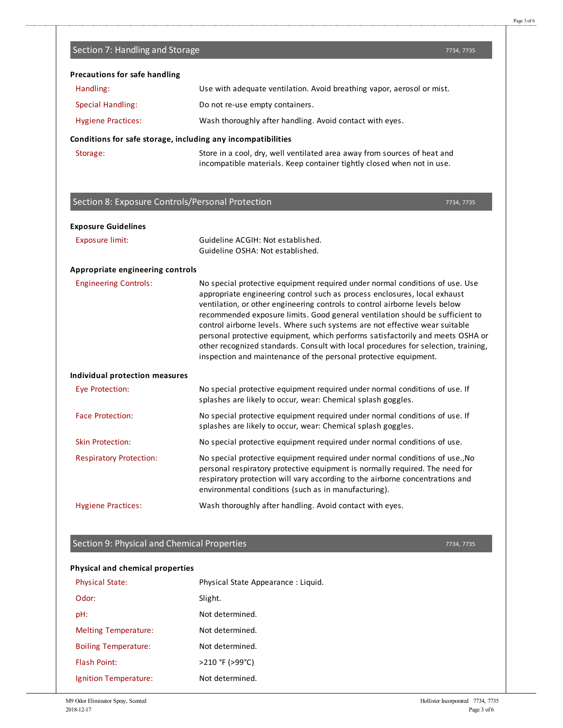## Section 7: Handling and Storage

7734, 7735

**Precautions for safe handling**

| | |
|---|---|
| Handling: | Use with adequate ventilation. Avoid breathing vapor, aerosol or mist. |
| Special Handling: | Do not re-use empty containers. |
| Hygiene Practices: | Wash thoroughly after handling. Avoid contact with eyes. |

**Conditions for safe storage, including any incompatibilities**

| | |
|---|---|
| Storage: | Store in a cool, dry, well ventilated area away from sources of heat and incompatible materials. Keep container tightly closed when not in use. |

## Section 8: Exposure Controls/Personal Protection

7734, 7735

**Exposure Guidelines**

| | |
|---|---|
| Exposure limit: | Guideline ACGIH: Not established.<br>Guideline OSHA: Not established. |

**Appropriate engineering controls**

| | |
|---|---|
| Engineering Controls: | No special protective equipment required under normal conditions of use. Use appropriate engineering control such as process enclosures, local exhaust ventilation, or other engineering controls to control airborne levels below recommended exposure limits. Good general ventilation should be sufficient to control airborne levels. Where such systems are not effective wear suitable personal protective equipment, which performs satisfactorily and meets OSHA or other recognized standards. Consult with local procedures for selection, training, inspection and maintenance of the personal protective equipment. |

**Individual protection measures**

| | |
|---|---|
| Eye Protection: | No special protective equipment required under normal conditions of use. If splashes are likely to occur, wear: Chemical splash goggles. |
| Face Protection: | No special protective equipment required under normal conditions of use. If splashes are likely to occur, wear: Chemical splash goggles. |
| Skin Protection: | No special protective equipment required under normal conditions of use. |
| Respiratory Protection: | No special protective equipment required under normal conditions of use.,No personal respiratory protective equipment is normally required. The need for respiratory protection will vary according to the airborne concentrations and environmental conditions (such as in manufacturing). |
| Hygiene Practices: | Wash thoroughly after handling. Avoid contact with eyes. |

## Section 9: Physical and Chemical Properties

7734, 7735

**Physical and chemical properties**

| | |
|---|---|
| Physical State: | Physical State Appearance : Liquid. |
| Odor: | Slight. |
| pH: | Not determined. |
| Melting Temperature: | Not determined. |
| Boiling Temperature: | Not determined. |
| Flash Point: | >210 °F (>99°C) |
| Ignition Temperature: | Not determined. |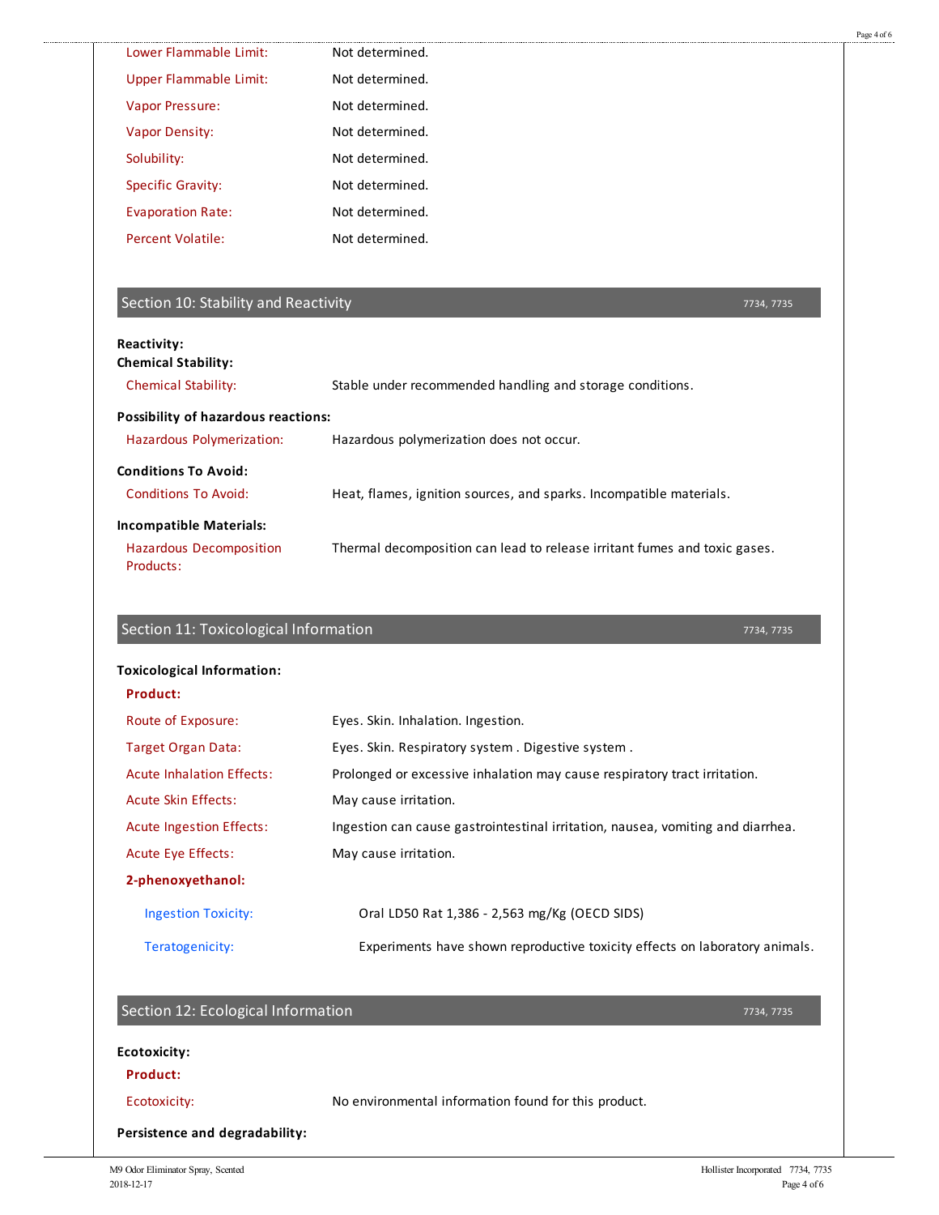| | |
|---|---|
| Lower Flammable Limit: | Not determined. |
| Upper Flammable Limit: | Not determined. |
| Vapor Pressure: | Not determined. |
| Vapor Density: | Not determined. |
| Solubility: | Not determined. |
| Specific Gravity: | Not determined. |
| Evaporation Rate: | Not determined. |
| Percent Volatile: | Not determined. |

## Section 10: Stability and Reactivity

7734, 7735

**Reactivity:**

**Chemical Stability:**

| | |
|---|---|
| Chemical Stability: | Stable under recommended handling and storage conditions. |

**Possibility of hazardous reactions:**

| | |
|---|---|
| Hazardous Polymerization: | Hazardous polymerization does not occur. |

**Conditions To Avoid:**

| | |
|---|---|
| Conditions To Avoid: | Heat, flames, ignition sources, and sparks. Incompatible materials. |

**Incompatible Materials:**

| | |
|---|---|
| Hazardous Decomposition Products: | Thermal decomposition can lead to release irritant fumes and toxic gases. |

## Section 11: Toxicological Information

7734, 7735

**Toxicological Information:**

**Product:**

| | |
|---|---|
| Route of Exposure: | Eyes. Skin. Inhalation. Ingestion. |
| Target Organ Data: | Eyes. Skin. Respiratory system . Digestive system . |
| Acute Inhalation Effects: | Prolonged or excessive inhalation may cause respiratory tract irritation. |
| Acute Skin Effects: | May cause irritation. |
| Acute Ingestion Effects: | Ingestion can cause gastrointestinal irritation, nausea, vomiting and diarrhea. |
| Acute Eye Effects: | May cause irritation. |

**2-phenoxyethanol:**

| | |
|---|---|
| Ingestion Toxicity: | Oral LD50 Rat 1,386 - 2,563 mg/Kg (OECD SIDS) |
| Teratogenicity: | Experiments have shown reproductive toxicity effects on laboratory animals. |

## Section 12: Ecological Information

7734, 7735

**Ecotoxicity:**

**Product:**

| | |
|---|---|
| Ecotoxicity: | No environmental information found for this product. |

**Persistence and degradability:**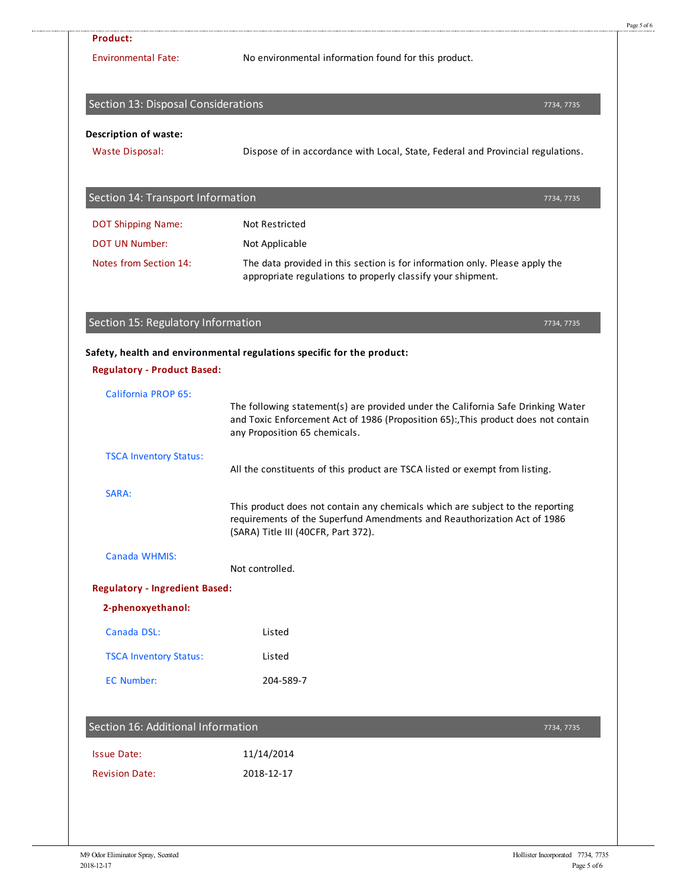**Product:**

Environmental Fate: No environmental information found for this product.

## Section 13: Disposal Considerations

7734, 7735

**Description of waste:**

Waste Disposal: Dispose of in accordance with Local, State, Federal and Provincial regulations.

## Section 14: Transport Information

7734, 7735

DOT Shipping Name: Not Restricted

DOT UN Number: Not Applicable

Notes from Section 14: The data provided in this section is for information only. Please apply the appropriate regulations to properly classify your shipment.

## Section 15: Regulatory Information

7734, 7735

**Safety, health and environmental regulations specific for the product:**

**Regulatory - Product Based:**

California PROP 65:

The following statement(s) are provided under the California Safe Drinking Water and Toxic Enforcement Act of 1986 (Proposition 65):,This product does not contain any Proposition 65 chemicals.

TSCA Inventory Status:

All the constituents of this product are TSCA listed or exempt from listing.

SARA:

This product does not contain any chemicals which are subject to the reporting requirements of the Superfund Amendments and Reauthorization Act of 1986 (SARA) Title III (40CFR, Part 372).

Canada WHMIS:

Not controlled.

**Regulatory - Ingredient Based:**

**2-phenoxyethanol:**

Canada DSL: Listed

TSCA Inventory Status: Listed

EC Number: 204-589-7

## Section 16: Additional Information

7734, 7735

Issue Date: 11/14/2014

Revision Date: 2018-12-17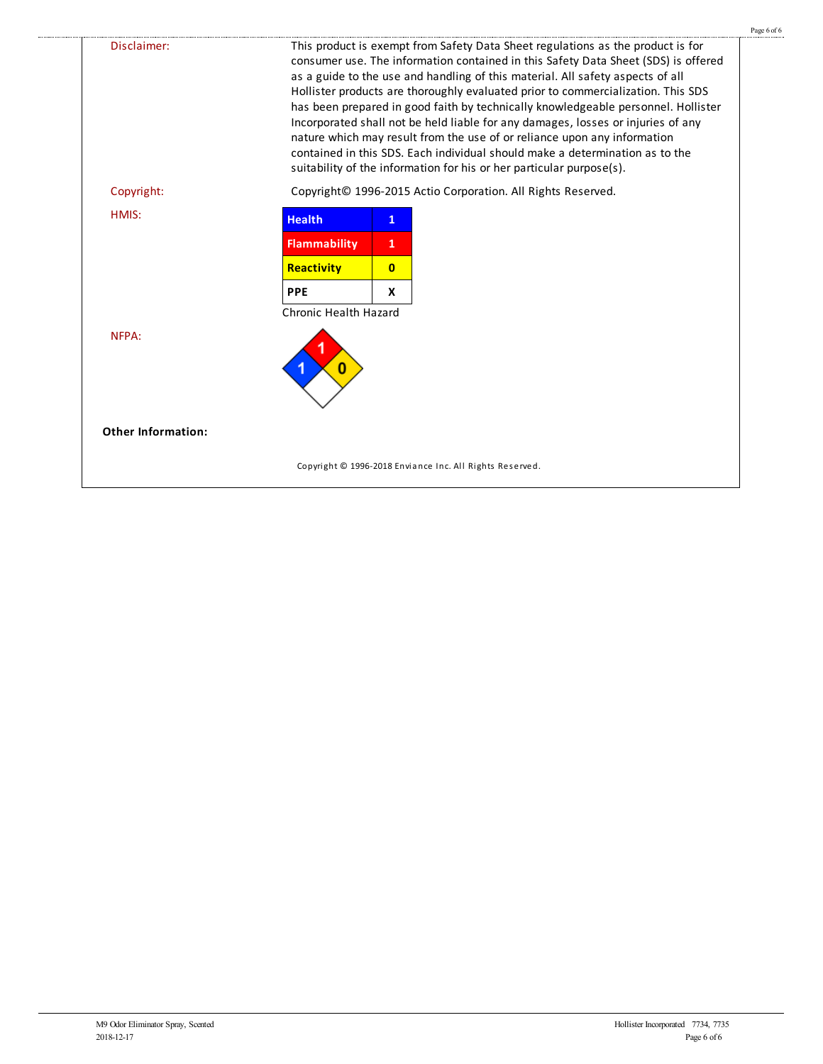**Disclaimer:** This product is exempt from Safety Data Sheet regulations as the product is for consumer use. The information contained in this Safety Data Sheet (SDS) is offered as a guide to the use and handling of this material. All safety aspects of all Hollister products are thoroughly evaluated prior to commercialization. This SDS has been prepared in good faith by technically knowledgeable personnel. Hollister Incorporated shall not be held liable for any damages, losses or injuries of any nature which may result from the use of or reliance upon any information contained in this SDS. Each individual should make a determination as to the suitability of the information for his or her particular purpose(s).

**Copyright:** Copyright© 1996-2015 Actio Corporation. All Rights Reserved.

**HMIS:**

| | |
|---|---|
| Health | 1 |
| Flammability | 1 |
| Reactivity | 0 |
| PPE | X |

Chronic Health Hazard

**NFPA:**

1
1
0

**Other Information:**

Copyright © 1996-2018 Enviance Inc. All Rights Reserved.